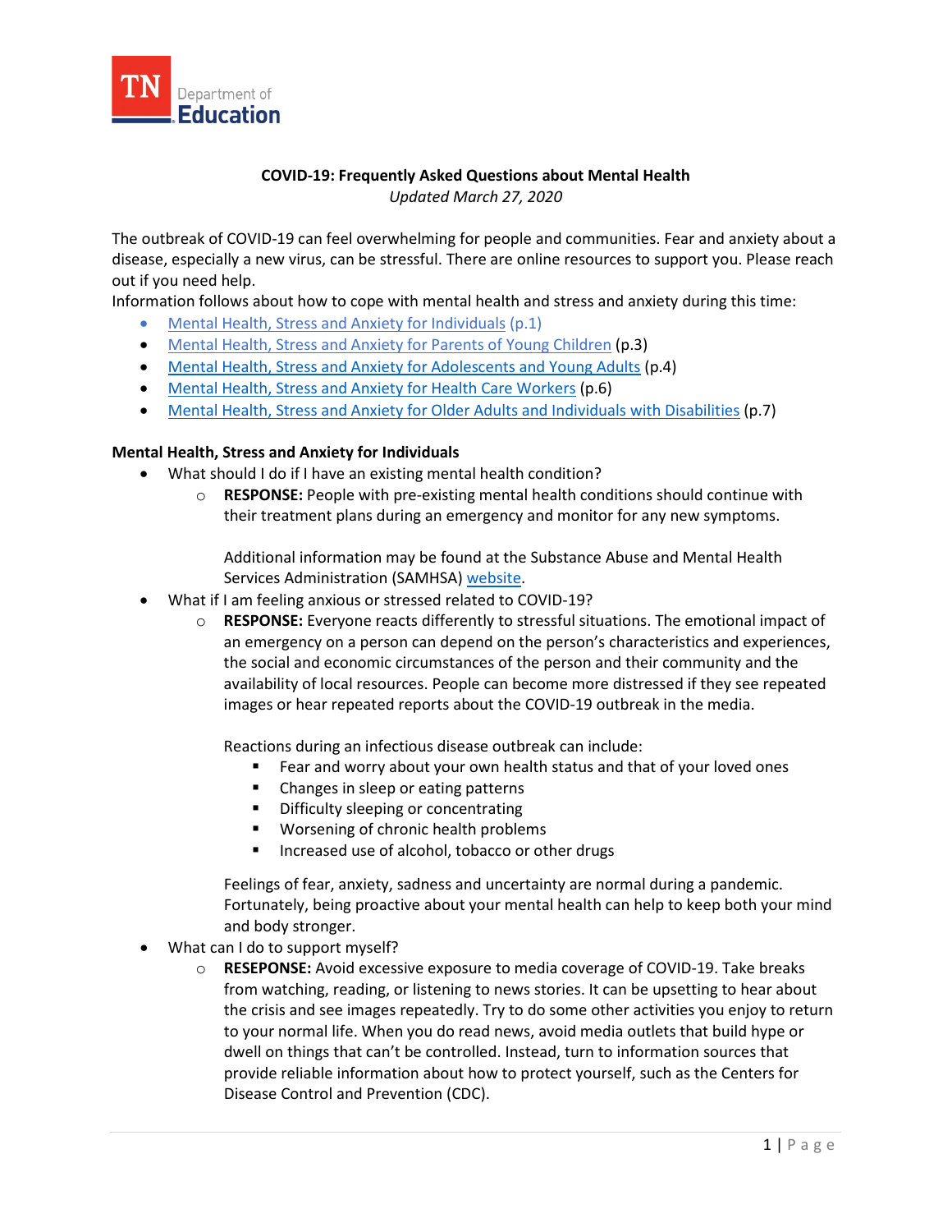TN Department of Education

**COVID-19: Frequently Asked Questions about Mental Health**

*Updated March 27, 2020*

The outbreak of COVID-19 can feel overwhelming for people and communities. Fear and anxiety about a disease, especially a new virus, can be stressful. There are online resources to support you. Please reach out if you need help.

Information follows about how to cope with mental health and stress and anxiety during this time:

- Mental Health, Stress and Anxiety for Individuals (p.1)
- Mental Health, Stress and Anxiety for Parents of Young Children (p.3)
- Mental Health, Stress and Anxiety for Adolescents and Young Adults (p.4)
- Mental Health, Stress and Anxiety for Health Care Workers (p.6)
- Mental Health, Stress and Anxiety for Older Adults and Individuals with Disabilities (p.7)

**Mental Health, Stress and Anxiety for Individuals**

- What should I do if I have an existing mental health condition?
    - **RESPONSE:** People with pre-existing mental health conditions should continue with their treatment plans during an emergency and monitor for any new symptoms.

      Additional information may be found at the Substance Abuse and Mental Health Services Administration (SAMHSA) website.
- What if I am feeling anxious or stressed related to COVID-19?
    - **RESPONSE:** Everyone reacts differently to stressful situations. The emotional impact of an emergency on a person can depend on the person's characteristics and experiences, the social and economic circumstances of the person and their community and the availability of local resources. People can become more distressed if they see repeated images or hear repeated reports about the COVID-19 outbreak in the media.

      Reactions during an infectious disease outbreak can include:
        - Fear and worry about your own health status and that of your loved ones
        - Changes in sleep or eating patterns
        - Difficulty sleeping or concentrating
        - Worsening of chronic health problems
        - Increased use of alcohol, tobacco or other drugs

      Feelings of fear, anxiety, sadness and uncertainty are normal during a pandemic. Fortunately, being proactive about your mental health can help to keep both your mind and body stronger.
- What can I do to support myself?
    - **RESEPONSE:** Avoid excessive exposure to media coverage of COVID-19. Take breaks from watching, reading, or listening to news stories. It can be upsetting to hear about the crisis and see images repeatedly. Try to do some other activities you enjoy to return to your normal life. When you do read news, avoid media outlets that build hype or dwell on things that can't be controlled. Instead, turn to information sources that provide reliable information about how to protect yourself, such as the Centers for Disease Control and Prevention (CDC).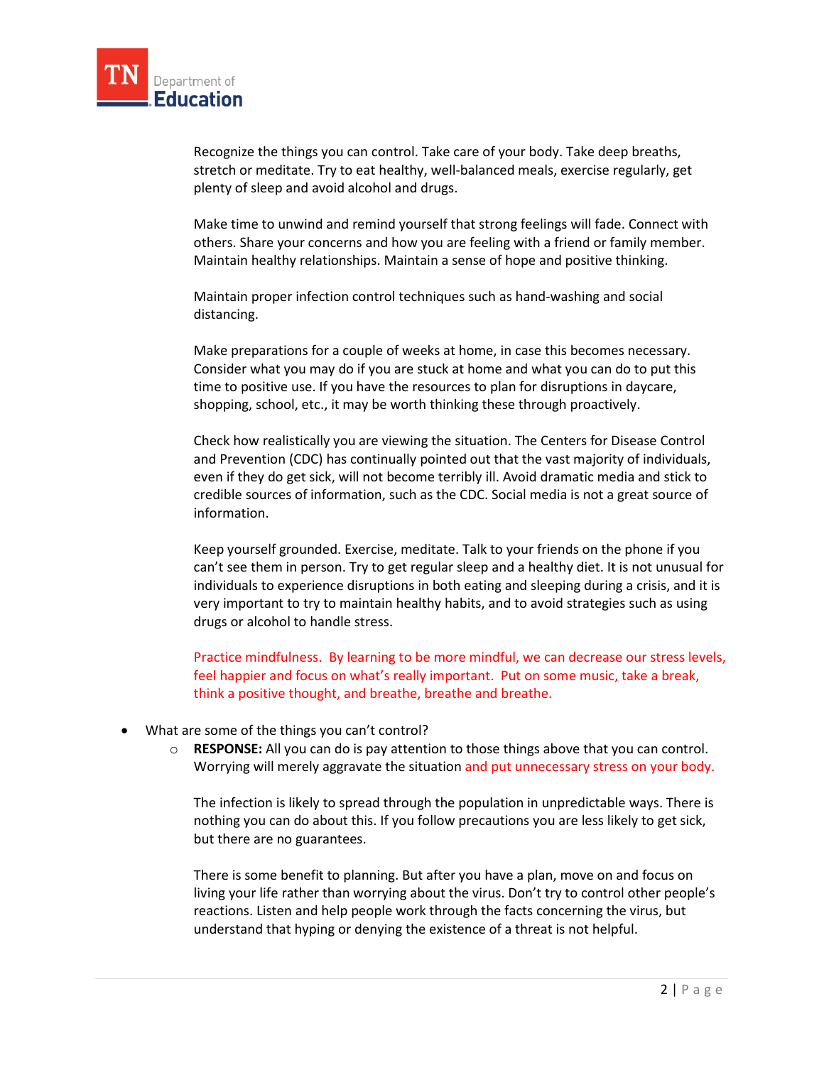Recognize the things you can control. Take care of your body. Take deep breaths, stretch or meditate. Try to eat healthy, well-balanced meals, exercise regularly, get plenty of sleep and avoid alcohol and drugs.

Make time to unwind and remind yourself that strong feelings will fade. Connect with others. Share your concerns and how you are feeling with a friend or family member. Maintain healthy relationships. Maintain a sense of hope and positive thinking.

Maintain proper infection control techniques such as hand-washing and social distancing.

Make preparations for a couple of weeks at home, in case this becomes necessary. Consider what you may do if you are stuck at home and what you can do to put this time to positive use. If you have the resources to plan for disruptions in daycare, shopping, school, etc., it may be worth thinking these through proactively.

Check how realistically you are viewing the situation. The Centers for Disease Control and Prevention (CDC) has continually pointed out that the vast majority of individuals, even if they do get sick, will not become terribly ill. Avoid dramatic media and stick to credible sources of information, such as the CDC. Social media is not a great source of information.

Keep yourself grounded. Exercise, meditate. Talk to your friends on the phone if you can't see them in person. Try to get regular sleep and a healthy diet. It is not unusual for individuals to experience disruptions in both eating and sleeping during a crisis, and it is very important to try to maintain healthy habits, and to avoid strategies such as using drugs or alcohol to handle stress.

Practice mindfulness. By learning to be more mindful, we can decrease our stress levels, feel happier and focus on what's really important. Put on some music, take a break, think a positive thought, and breathe, breathe and breathe.

- What are some of the things you can't control?
  - **RESPONSE:** All you can do is pay attention to those things above that you can control. Worrying will merely aggravate the situation and put unnecessary stress on your body.

    The infection is likely to spread through the population in unpredictable ways. There is nothing you can do about this. If you follow precautions you are less likely to get sick, but there are no guarantees.

    There is some benefit to planning. But after you have a plan, move on and focus on living your life rather than worrying about the virus. Don't try to control other people's reactions. Listen and help people work through the facts concerning the virus, but understand that hyping or denying the existence of a threat is not helpful.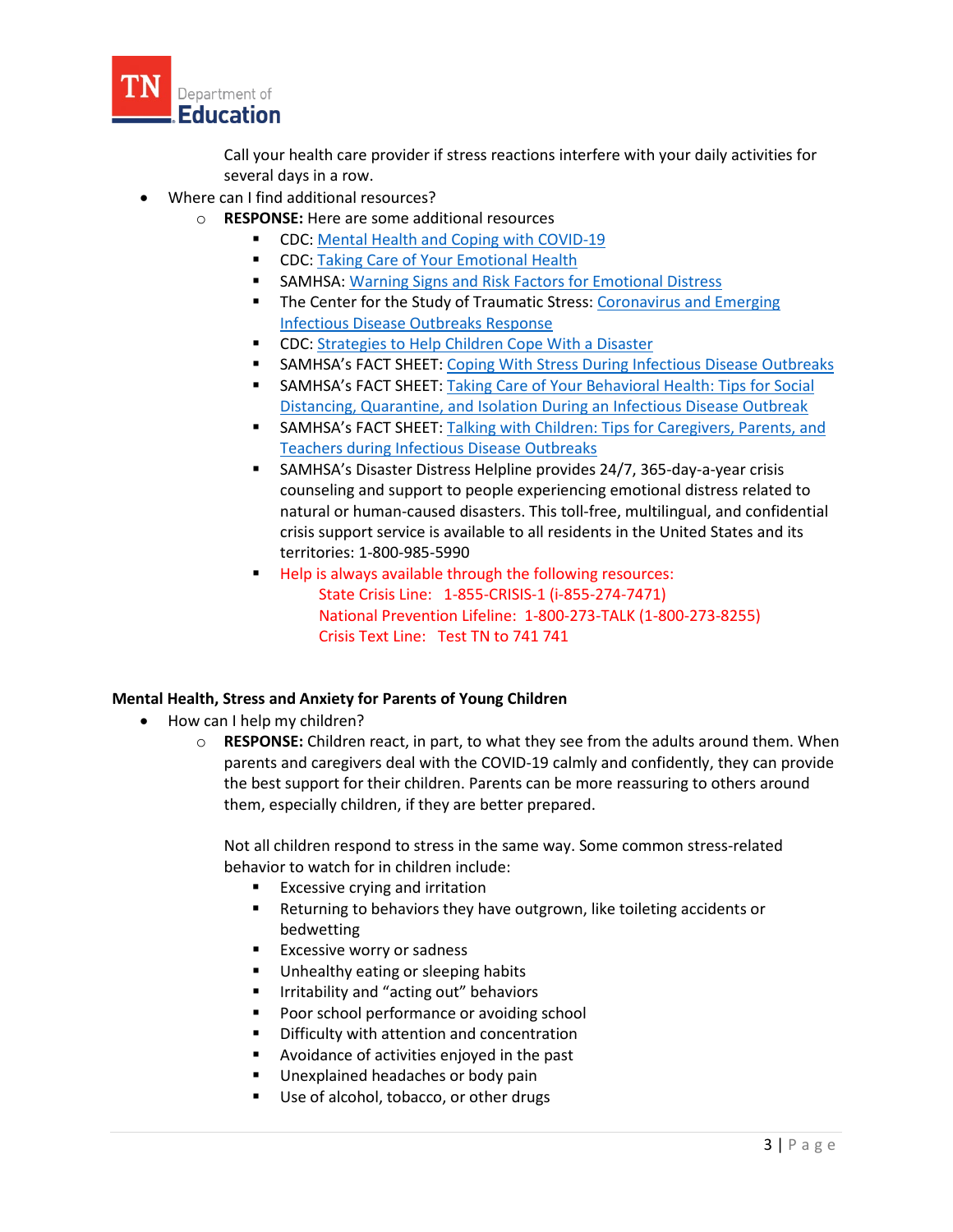Call your health care provider if stress reactions interfere with your daily activities for several days in a row.

- Where can I find additional resources?
  - **RESPONSE:** Here are some additional resources
    - CDC: Mental Health and Coping with COVID-19
    - CDC: Taking Care of Your Emotional Health
    - SAMHSA: Warning Signs and Risk Factors for Emotional Distress
    - The Center for the Study of Traumatic Stress: Coronavirus and Emerging Infectious Disease Outbreaks Response
    - CDC: Strategies to Help Children Cope With a Disaster
    - SAMHSA's FACT SHEET: Coping With Stress During Infectious Disease Outbreaks
    - SAMHSA's FACT SHEET: Taking Care of Your Behavioral Health: Tips for Social Distancing, Quarantine, and Isolation During an Infectious Disease Outbreak
    - SAMHSA's FACT SHEET: Talking with Children: Tips for Caregivers, Parents, and Teachers during Infectious Disease Outbreaks
    - SAMHSA's Disaster Distress Helpline provides 24/7, 365-day-a-year crisis counseling and support to people experiencing emotional distress related to natural or human-caused disasters. This toll-free, multilingual, and confidential crisis support service is available to all residents in the United States and its territories: 1-800-985-5990
    - Help is always available through the following resources:
      State Crisis Line: 1-855-CRISIS-1 (i-855-274-7471)
      National Prevention Lifeline: 1-800-273-TALK (1-800-273-8255)
      Crisis Text Line: Test TN to 741 741

**Mental Health, Stress and Anxiety for Parents of Young Children**

- How can I help my children?
  - **RESPONSE:** Children react, in part, to what they see from the adults around them. When parents and caregivers deal with the COVID-19 calmly and confidently, they can provide the best support for their children. Parents can be more reassuring to others around them, especially children, if they are better prepared.

    Not all children respond to stress in the same way. Some common stress-related behavior to watch for in children include:

    - Excessive crying and irritation
    - Returning to behaviors they have outgrown, like toileting accidents or bedwetting
    - Excessive worry or sadness
    - Unhealthy eating or sleeping habits
    - Irritability and "acting out" behaviors
    - Poor school performance or avoiding school
    - Difficulty with attention and concentration
    - Avoidance of activities enjoyed in the past
    - Unexplained headaches or body pain
    - Use of alcohol, tobacco, or other drugs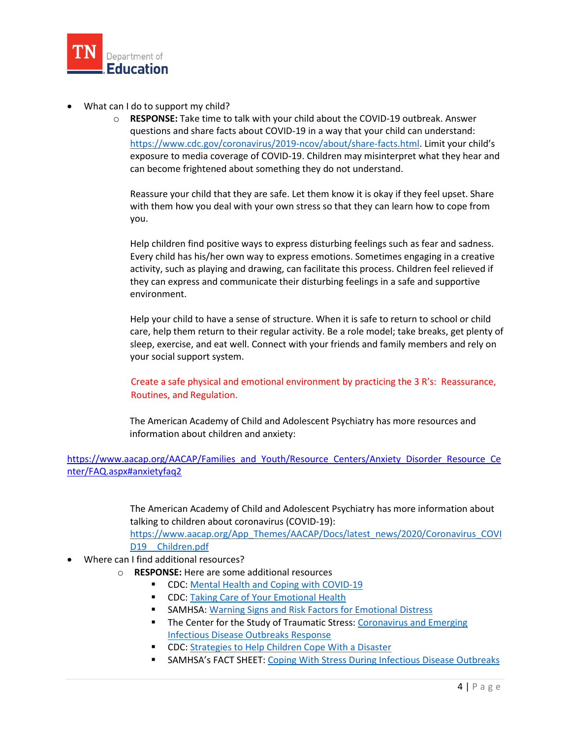- What can I do to support my child?
  - **RESPONSE:** Take time to talk with your child about the COVID-19 outbreak. Answer questions and share facts about COVID-19 in a way that your child can understand: https://www.cdc.gov/coronavirus/2019-ncov/about/share-facts.html. Limit your child's exposure to media coverage of COVID-19. Children may misinterpret what they hear and can become frightened about something they do not understand.

    Reassure your child that they are safe. Let them know it is okay if they feel upset. Share with them how you deal with your own stress so that they can learn how to cope from you.

    Help children find positive ways to express disturbing feelings such as fear and sadness. Every child has his/her own way to express emotions. Sometimes engaging in a creative activity, such as playing and drawing, can facilitate this process. Children feel relieved if they can express and communicate their disturbing feelings in a safe and supportive environment.

    Help your child to have a sense of structure. When it is safe to return to school or child care, help them return to their regular activity. Be a role model; take breaks, get plenty of sleep, exercise, and eat well. Connect with your friends and family members and rely on your social support system.

    Create a safe physical and emotional environment by practicing the 3 R's: Reassurance, Routines, and Regulation.

    The American Academy of Child and Adolescent Psychiatry has more resources and information about children and anxiety:

https://www.aacap.org/AACAP/Families_and_Youth/Resource_Centers/Anxiety_Disorder_Resource_Center/FAQ.aspx#anxietyfaq2

    The American Academy of Child and Adolescent Psychiatry has more information about talking to children about coronavirus (COVID-19): https://www.aacap.org/App_Themes/AACAP/Docs/latest_news/2020/Coronavirus_COVID19__Children.pdf

- Where can I find additional resources?
  - **RESPONSE:** Here are some additional resources
    - CDC: Mental Health and Coping with COVID-19
    - CDC: Taking Care of Your Emotional Health
    - SAMHSA: Warning Signs and Risk Factors for Emotional Distress
    - The Center for the Study of Traumatic Stress: Coronavirus and Emerging Infectious Disease Outbreaks Response
    - CDC: Strategies to Help Children Cope With a Disaster
    - SAMHSA's FACT SHEET: Coping With Stress During Infectious Disease Outbreaks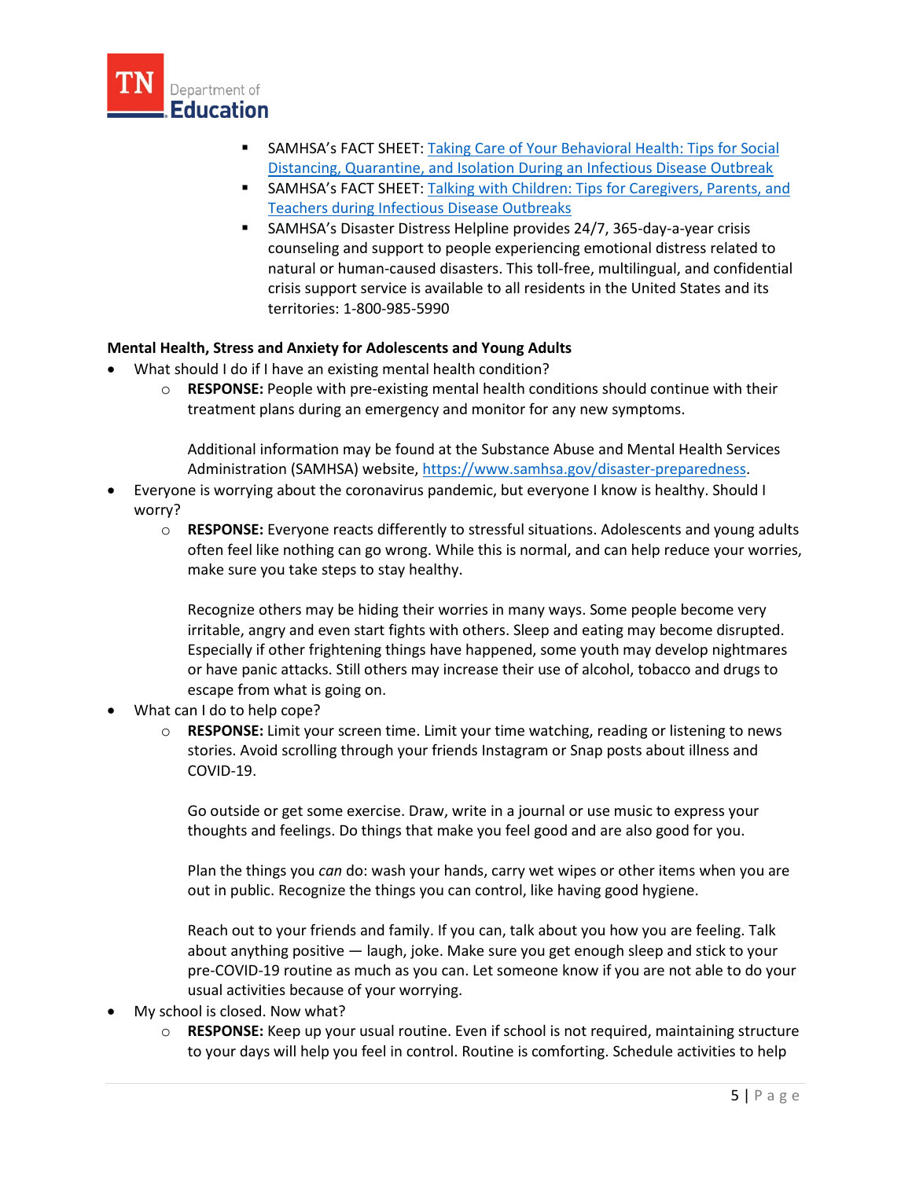- SAMHSA's FACT SHEET: [Taking Care of Your Behavioral Health: Tips for Social Distancing, Quarantine, and Isolation During an Infectious Disease Outbreak]
- SAMHSA's FACT SHEET: [Talking with Children: Tips for Caregivers, Parents, and Teachers during Infectious Disease Outbreaks]
- SAMHSA's Disaster Distress Helpline provides 24/7, 365-day-a-year crisis counseling and support to people experiencing emotional distress related to natural or human-caused disasters. This toll-free, multilingual, and confidential crisis support service is available to all residents in the United States and its territories: 1-800-985-5990

**Mental Health, Stress and Anxiety for Adolescents and Young Adults**

- What should I do if I have an existing mental health condition?
  - **RESPONSE:** People with pre-existing mental health conditions should continue with their treatment plans during an emergency and monitor for any new symptoms.

    Additional information may be found at the Substance Abuse and Mental Health Services Administration (SAMHSA) website, https://www.samhsa.gov/disaster-preparedness.
- Everyone is worrying about the coronavirus pandemic, but everyone I know is healthy. Should I worry?
  - **RESPONSE:** Everyone reacts differently to stressful situations. Adolescents and young adults often feel like nothing can go wrong. While this is normal, and can help reduce your worries, make sure you take steps to stay healthy.

    Recognize others may be hiding their worries in many ways. Some people become very irritable, angry and even start fights with others. Sleep and eating may become disrupted. Especially if other frightening things have happened, some youth may develop nightmares or have panic attacks. Still others may increase their use of alcohol, tobacco and drugs to escape from what is going on.
- What can I do to help cope?
  - **RESPONSE:** Limit your screen time. Limit your time watching, reading or listening to news stories. Avoid scrolling through your friends Instagram or Snap posts about illness and COVID-19.

    Go outside or get some exercise. Draw, write in a journal or use music to express your thoughts and feelings. Do things that make you feel good and are also good for you.

    Plan the things you *can* do: wash your hands, carry wet wipes or other items when you are out in public. Recognize the things you can control, like having good hygiene.

    Reach out to your friends and family. If you can, talk about you how you are feeling. Talk about anything positive — laugh, joke. Make sure you get enough sleep and stick to your pre-COVID-19 routine as much as you can. Let someone know if you are not able to do your usual activities because of your worrying.
- My school is closed. Now what?
  - **RESPONSE:** Keep up your usual routine. Even if school is not required, maintaining structure to your days will help you feel in control. Routine is comforting. Schedule activities to help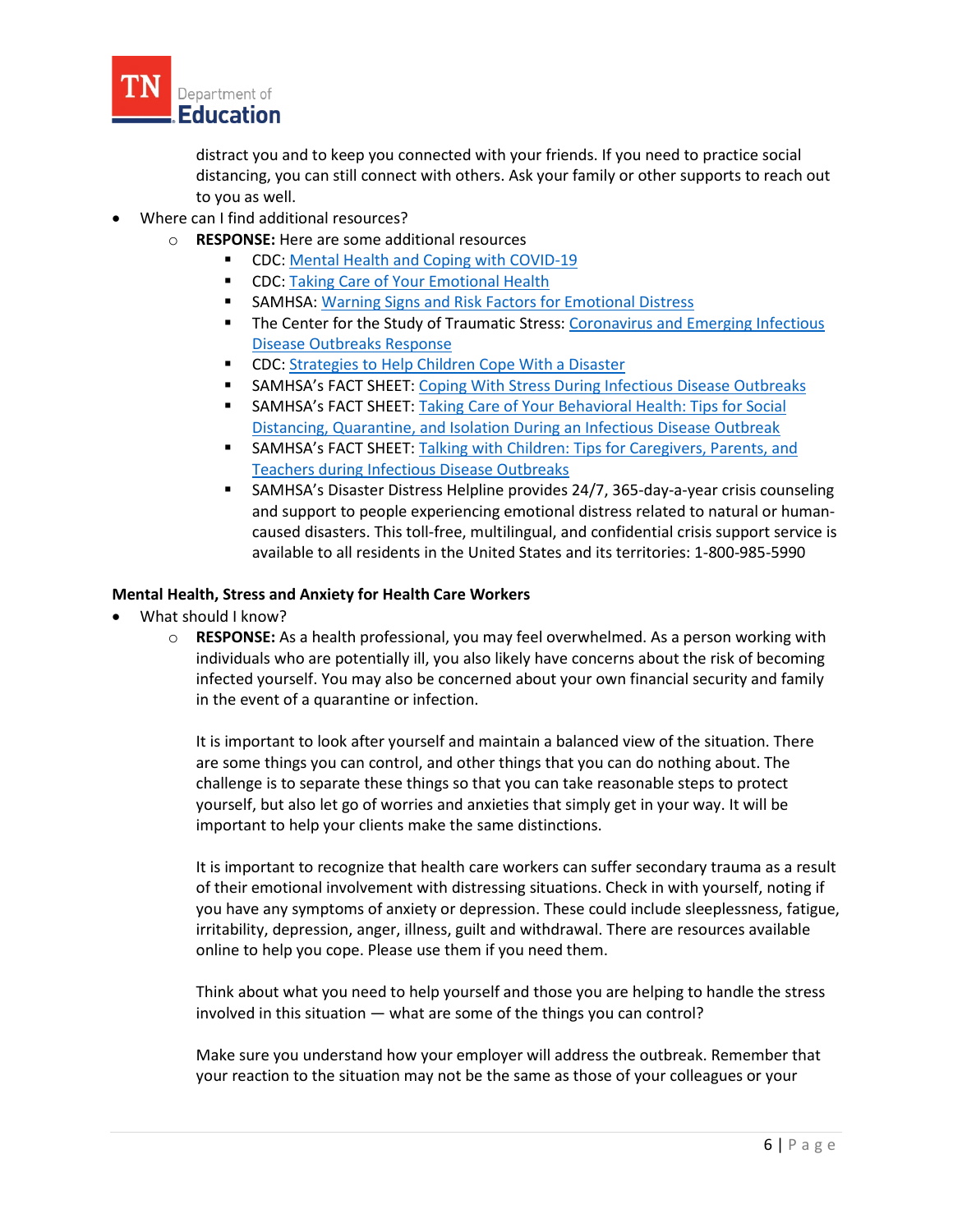distract you and to keep you connected with your friends. If you need to practice social distancing, you can still connect with others. Ask your family or other supports to reach out to you as well.

- Where can I find additional resources?
  - **RESPONSE:** Here are some additional resources
    - CDC: Mental Health and Coping with COVID-19
    - CDC: Taking Care of Your Emotional Health
    - SAMHSA: Warning Signs and Risk Factors for Emotional Distress
    - The Center for the Study of Traumatic Stress: Coronavirus and Emerging Infectious Disease Outbreaks Response
    - CDC: Strategies to Help Children Cope With a Disaster
    - SAMHSA's FACT SHEET: Coping With Stress During Infectious Disease Outbreaks
    - SAMHSA's FACT SHEET: Taking Care of Your Behavioral Health: Tips for Social Distancing, Quarantine, and Isolation During an Infectious Disease Outbreak
    - SAMHSA's FACT SHEET: Talking with Children: Tips for Caregivers, Parents, and Teachers during Infectious Disease Outbreaks
    - SAMHSA's Disaster Distress Helpline provides 24/7, 365-day-a-year crisis counseling and support to people experiencing emotional distress related to natural or human-caused disasters. This toll-free, multilingual, and confidential crisis support service is available to all residents in the United States and its territories: 1-800-985-5990

**Mental Health, Stress and Anxiety for Health Care Workers**

- What should I know?
  - **RESPONSE:** As a health professional, you may feel overwhelmed. As a person working with individuals who are potentially ill, you also likely have concerns about the risk of becoming infected yourself. You may also be concerned about your own financial security and family in the event of a quarantine or infection.

    It is important to look after yourself and maintain a balanced view of the situation. There are some things you can control, and other things that you can do nothing about. The challenge is to separate these things so that you can take reasonable steps to protect yourself, but also let go of worries and anxieties that simply get in your way. It will be important to help your clients make the same distinctions.

    It is important to recognize that health care workers can suffer secondary trauma as a result of their emotional involvement with distressing situations. Check in with yourself, noting if you have any symptoms of anxiety or depression. These could include sleeplessness, fatigue, irritability, depression, anger, illness, guilt and withdrawal. There are resources available online to help you cope. Please use them if you need them.

    Think about what you need to help yourself and those you are helping to handle the stress involved in this situation — what are some of the things you can control?

    Make sure you understand how your employer will address the outbreak. Remember that your reaction to the situation may not be the same as those of your colleagues or your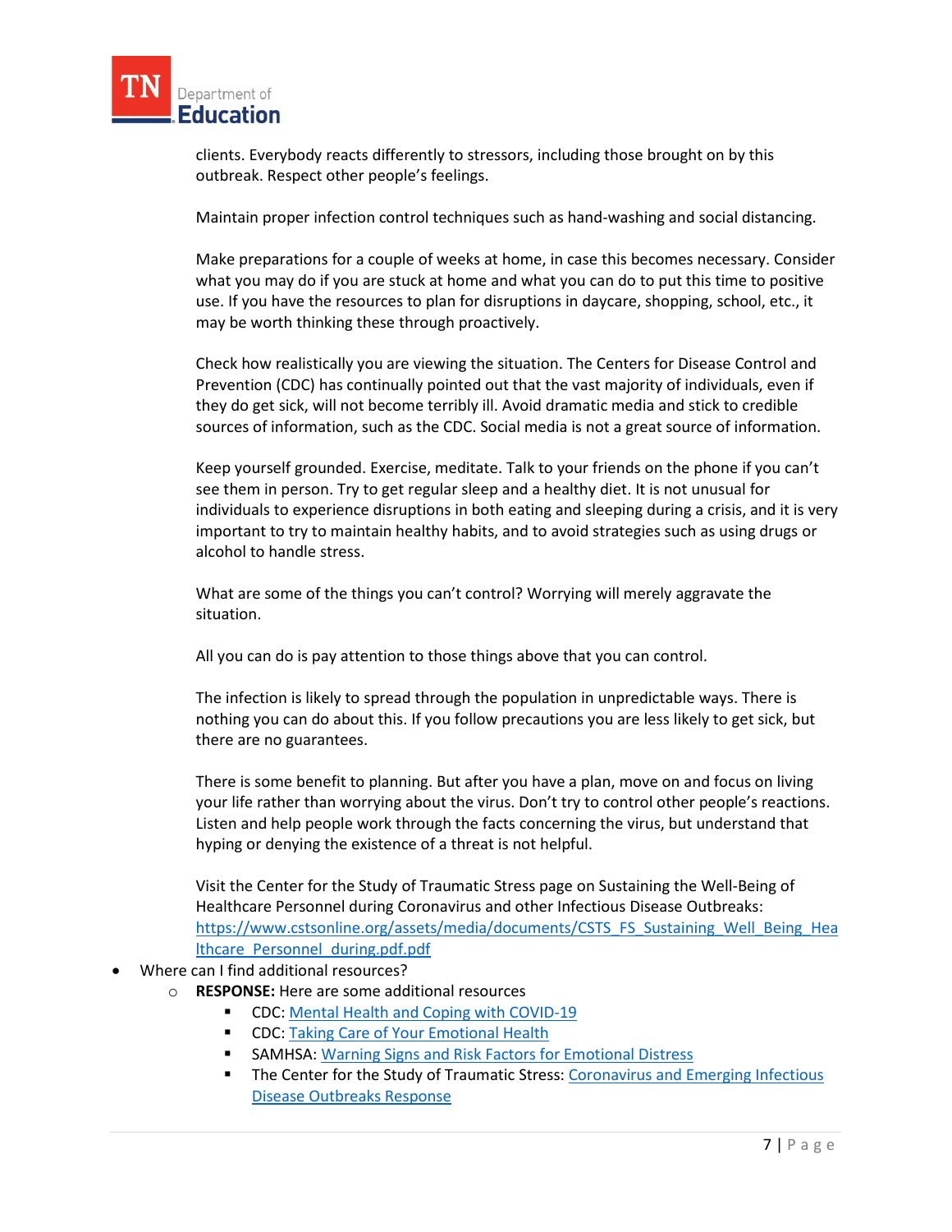clients. Everybody reacts differently to stressors, including those brought on by this outbreak. Respect other people's feelings.

Maintain proper infection control techniques such as hand-washing and social distancing.

Make preparations for a couple of weeks at home, in case this becomes necessary. Consider what you may do if you are stuck at home and what you can do to put this time to positive use. If you have the resources to plan for disruptions in daycare, shopping, school, etc., it may be worth thinking these through proactively.

Check how realistically you are viewing the situation. The Centers for Disease Control and Prevention (CDC) has continually pointed out that the vast majority of individuals, even if they do get sick, will not become terribly ill. Avoid dramatic media and stick to credible sources of information, such as the CDC. Social media is not a great source of information.

Keep yourself grounded. Exercise, meditate. Talk to your friends on the phone if you can't see them in person. Try to get regular sleep and a healthy diet. It is not unusual for individuals to experience disruptions in both eating and sleeping during a crisis, and it is very important to try to maintain healthy habits, and to avoid strategies such as using drugs or alcohol to handle stress.

What are some of the things you can't control? Worrying will merely aggravate the situation.

All you can do is pay attention to those things above that you can control.

The infection is likely to spread through the population in unpredictable ways. There is nothing you can do about this. If you follow precautions you are less likely to get sick, but there are no guarantees.

There is some benefit to planning. But after you have a plan, move on and focus on living your life rather than worrying about the virus. Don't try to control other people's reactions. Listen and help people work through the facts concerning the virus, but understand that hyping or denying the existence of a threat is not helpful.

Visit the Center for the Study of Traumatic Stress page on Sustaining the Well-Being of Healthcare Personnel during Coronavirus and other Infectious Disease Outbreaks: [https://www.cstsonline.org/assets/media/documents/CSTS_FS_Sustaining_Well_Being_Healthcare_Personnel_during.pdf.pdf](https://www.cstsonline.org/assets/media/documents/CSTS_FS_Sustaining_Well_Being_Healthcare_Personnel_during.pdf.pdf)

- Where can I find additional resources?
  - **RESPONSE:** Here are some additional resources
    - CDC: Mental Health and Coping with COVID-19
    - CDC: Taking Care of Your Emotional Health
    - SAMHSA: Warning Signs and Risk Factors for Emotional Distress
    - The Center for the Study of Traumatic Stress: Coronavirus and Emerging Infectious Disease Outbreaks Response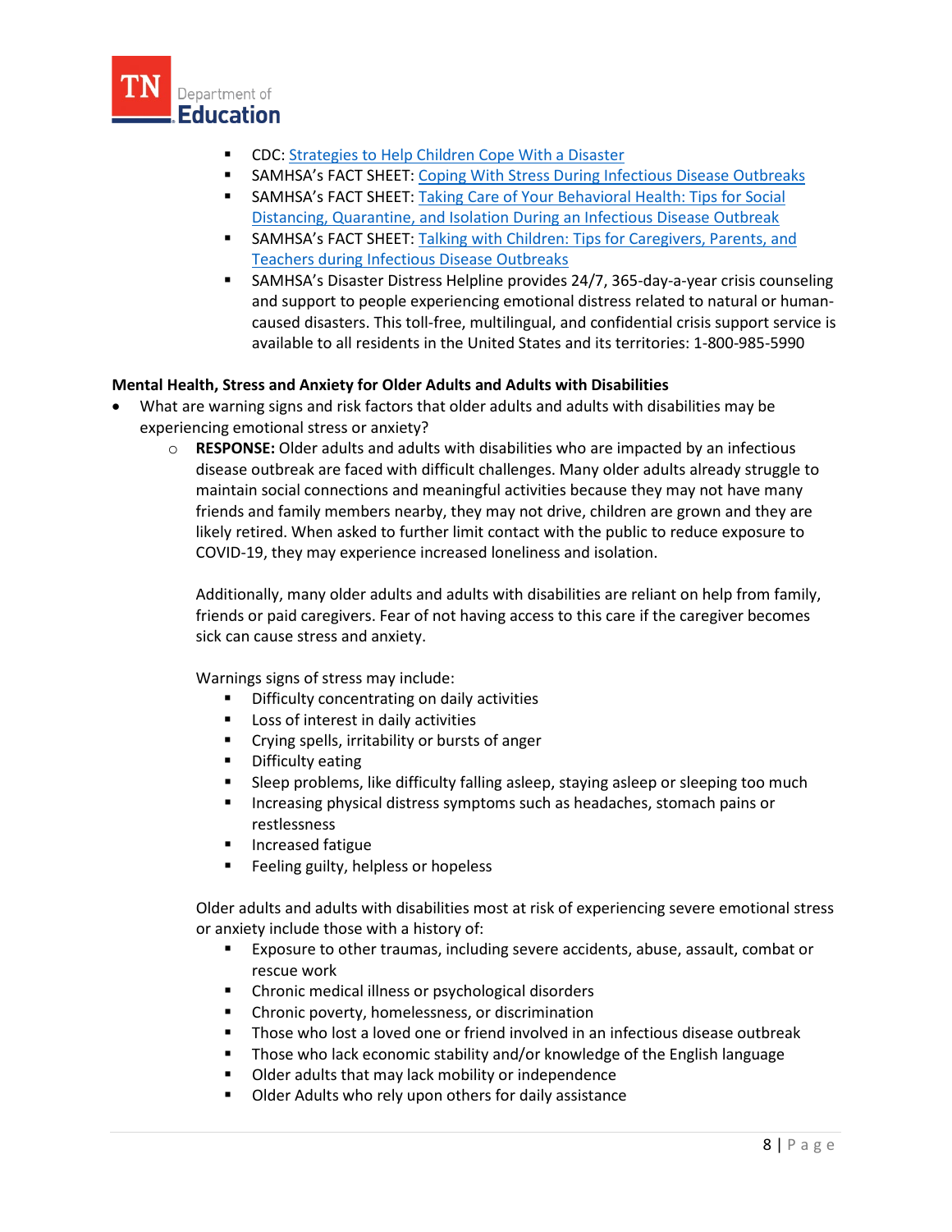- CDC: [Strategies to Help Children Cope With a Disaster]
- SAMHSA's FACT SHEET: [Coping With Stress During Infectious Disease Outbreaks]
- SAMHSA's FACT SHEET: [Taking Care of Your Behavioral Health: Tips for Social Distancing, Quarantine, and Isolation During an Infectious Disease Outbreak]
- SAMHSA's FACT SHEET: [Talking with Children: Tips for Caregivers, Parents, and Teachers during Infectious Disease Outbreaks]
- SAMHSA's Disaster Distress Helpline provides 24/7, 365-day-a-year crisis counseling and support to people experiencing emotional distress related to natural or human-caused disasters. This toll-free, multilingual, and confidential crisis support service is available to all residents in the United States and its territories: 1-800-985-5990

**Mental Health, Stress and Anxiety for Older Adults and Adults with Disabilities**

- What are warning signs and risk factors that older adults and adults with disabilities may be experiencing emotional stress or anxiety?
  - **RESPONSE:** Older adults and adults with disabilities who are impacted by an infectious disease outbreak are faced with difficult challenges. Many older adults already struggle to maintain social connections and meaningful activities because they may not have many friends and family members nearby, they may not drive, children are grown and they are likely retired. When asked to further limit contact with the public to reduce exposure to COVID-19, they may experience increased loneliness and isolation.

    Additionally, many older adults and adults with disabilities are reliant on help from family, friends or paid caregivers. Fear of not having access to this care if the caregiver becomes sick can cause stress and anxiety.

    Warnings signs of stress may include:

    - Difficulty concentrating on daily activities
    - Loss of interest in daily activities
    - Crying spells, irritability or bursts of anger
    - Difficulty eating
    - Sleep problems, like difficulty falling asleep, staying asleep or sleeping too much
    - Increasing physical distress symptoms such as headaches, stomach pains or restlessness
    - Increased fatigue
    - Feeling guilty, helpless or hopeless

    Older adults and adults with disabilities most at risk of experiencing severe emotional stress or anxiety include those with a history of:

    - Exposure to other traumas, including severe accidents, abuse, assault, combat or rescue work
    - Chronic medical illness or psychological disorders
    - Chronic poverty, homelessness, or discrimination
    - Those who lost a loved one or friend involved in an infectious disease outbreak
    - Those who lack economic stability and/or knowledge of the English language
    - Older adults that may lack mobility or independence
    - Older Adults who rely upon others for daily assistance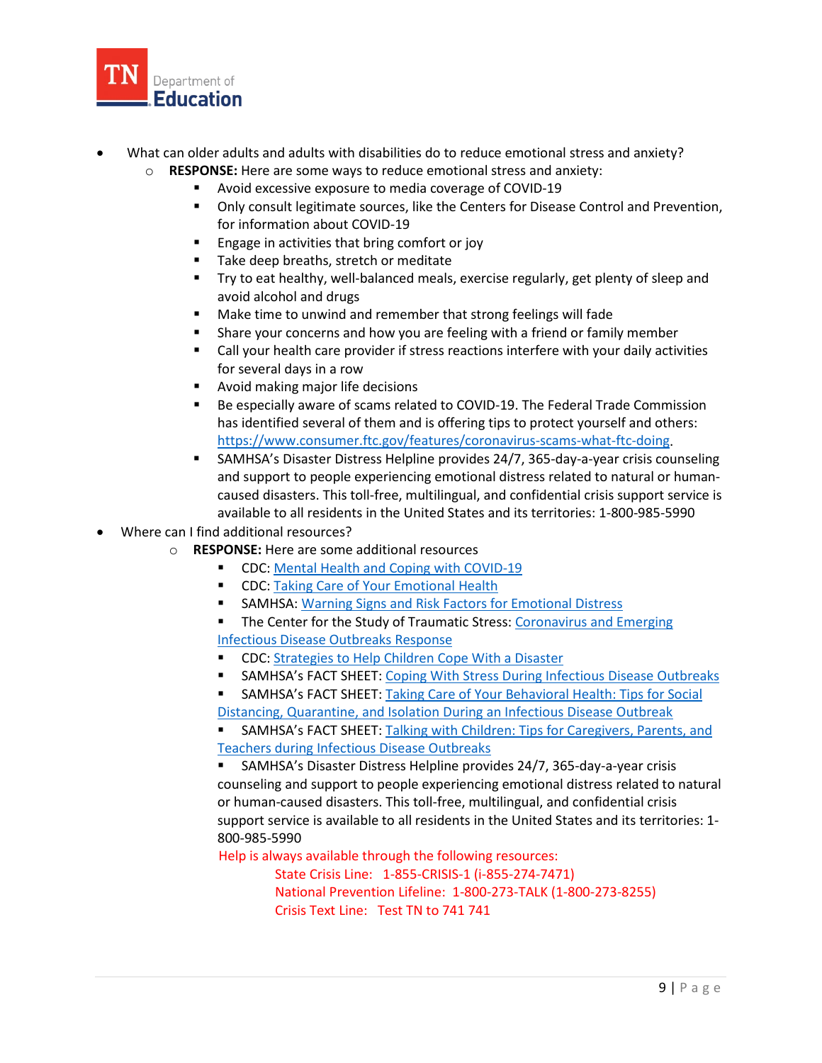- What can older adults and adults with disabilities do to reduce emotional stress and anxiety?
  - **RESPONSE:** Here are some ways to reduce emotional stress and anxiety:
    - Avoid excessive exposure to media coverage of COVID-19
    - Only consult legitimate sources, like the Centers for Disease Control and Prevention, for information about COVID-19
    - Engage in activities that bring comfort or joy
    - Take deep breaths, stretch or meditate
    - Try to eat healthy, well-balanced meals, exercise regularly, get plenty of sleep and avoid alcohol and drugs
    - Make time to unwind and remember that strong feelings will fade
    - Share your concerns and how you are feeling with a friend or family member
    - Call your health care provider if stress reactions interfere with your daily activities for several days in a row
    - Avoid making major life decisions
    - Be especially aware of scams related to COVID-19. The Federal Trade Commission has identified several of them and is offering tips to protect yourself and others: [https://www.consumer.ftc.gov/features/coronavirus-scams-what-ftc-doing](https://www.consumer.ftc.gov/features/coronavirus-scams-what-ftc-doing).
    - SAMHSA's Disaster Distress Helpline provides 24/7, 365-day-a-year crisis counseling and support to people experiencing emotional distress related to natural or human-caused disasters. This toll-free, multilingual, and confidential crisis support service is available to all residents in the United States and its territories: 1-800-985-5990
- Where can I find additional resources?
  - **RESPONSE:** Here are some additional resources
    - CDC: Mental Health and Coping with COVID-19
    - CDC: Taking Care of Your Emotional Health
    - SAMHSA: Warning Signs and Risk Factors for Emotional Distress
    - The Center for the Study of Traumatic Stress: Coronavirus and Emerging Infectious Disease Outbreaks Response
    - CDC: Strategies to Help Children Cope With a Disaster
    - SAMHSA's FACT SHEET: Coping With Stress During Infectious Disease Outbreaks
    - SAMHSA's FACT SHEET: Taking Care of Your Behavioral Health: Tips for Social Distancing, Quarantine, and Isolation During an Infectious Disease Outbreak
    - SAMHSA's FACT SHEET: Talking with Children: Tips for Caregivers, Parents, and Teachers during Infectious Disease Outbreaks
    - SAMHSA's Disaster Distress Helpline provides 24/7, 365-day-a-year crisis counseling and support to people experiencing emotional distress related to natural or human-caused disasters. This toll-free, multilingual, and confidential crisis support service is available to all residents in the United States and its territories: 1-800-985-5990

Help is always available through the following resources:

State Crisis Line: 1-855-CRISIS-1 (i-855-274-7471)

National Prevention Lifeline: 1-800-273-TALK (1-800-273-8255)

Crisis Text Line: Test TN to 741 741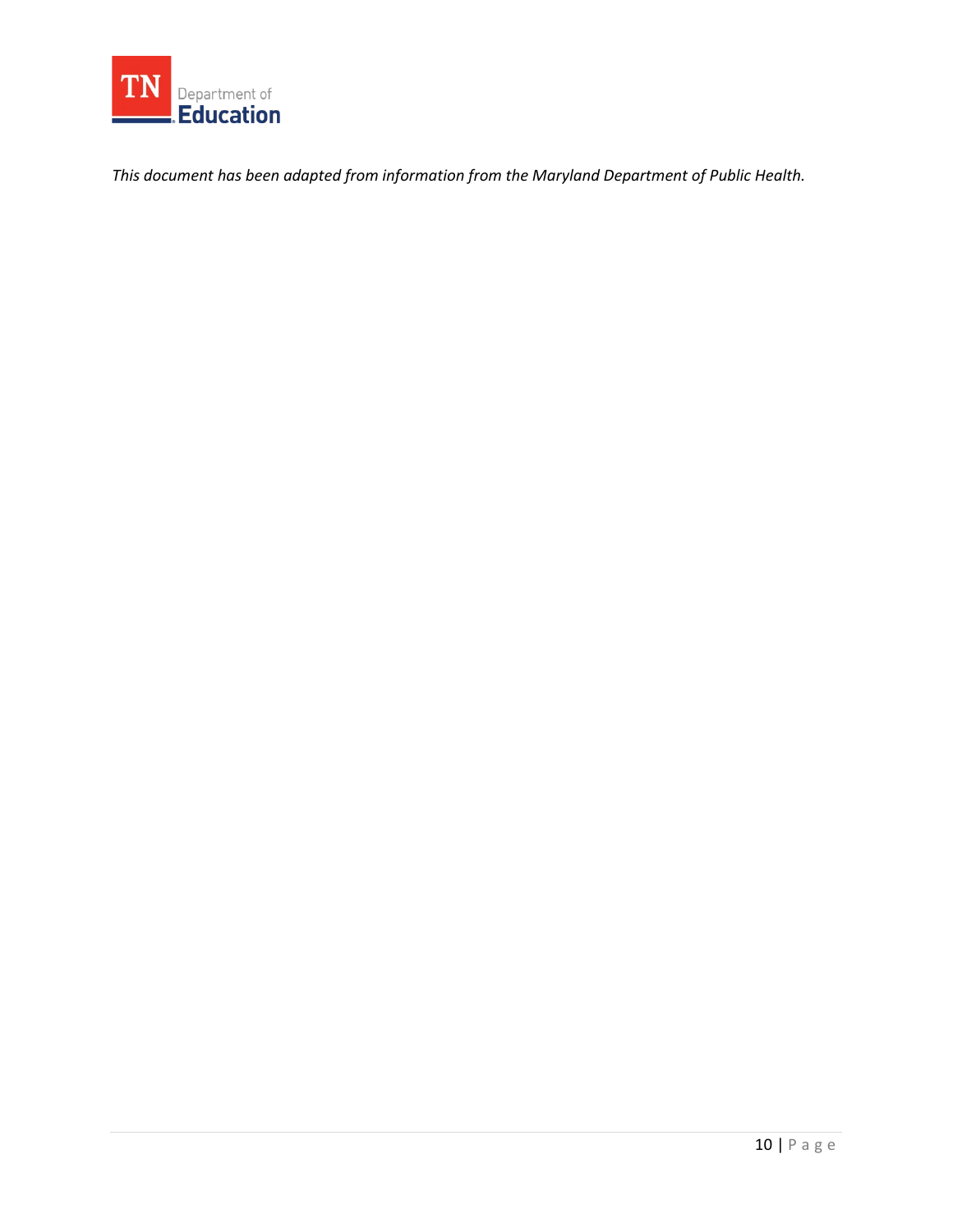*This document has been adapted from information from the Maryland Department of Public Health.*